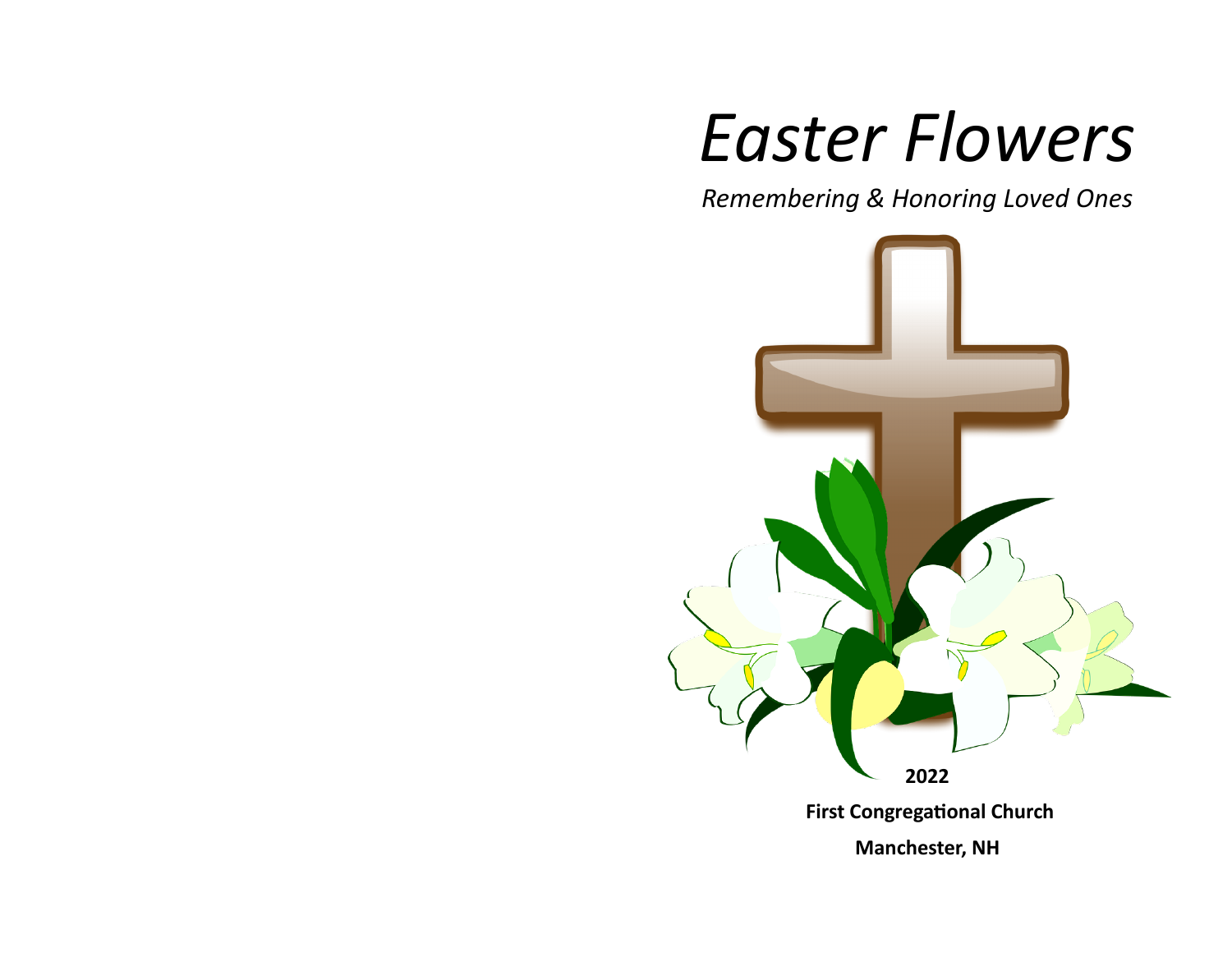# *Easter Flowers*

*Remembering & Honoring Loved Ones*

**2022**

**First Congregational Church**

**Manchester, NH**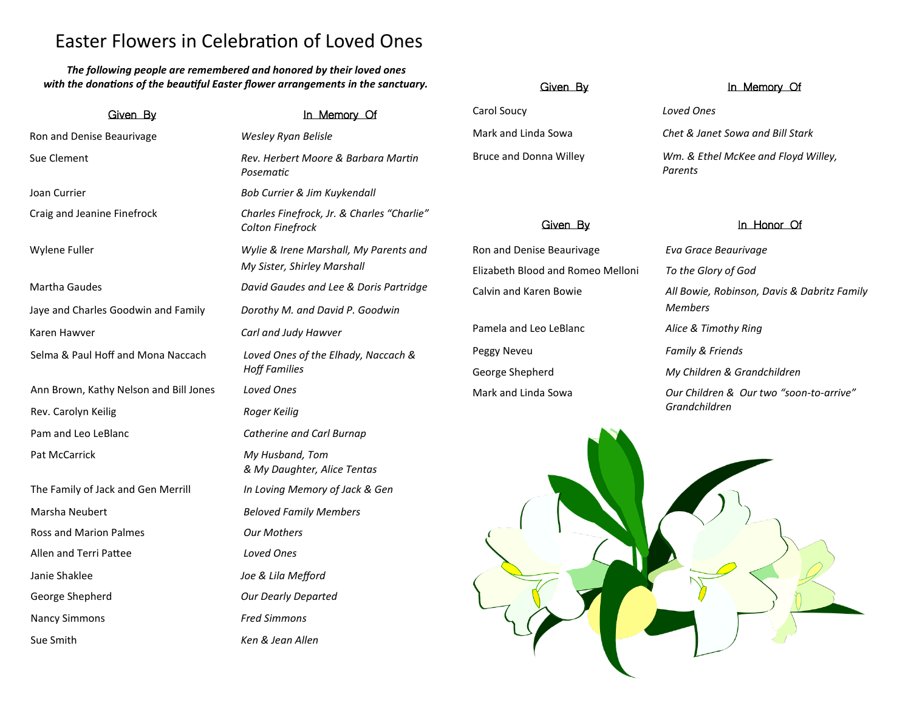# Easter Flowers in Celebration of Loved Ones

***The following people are remembered and honored by their loved ones with the donations of the beautiful Easter flower arrangements in the sanctuary.***

| Given By | In Memory Of |
|---|---|
| Ron and Denise Beaurivage | *Wesley Ryan Belisle* |
| Sue Clement | *Rev. Herbert Moore & Barbara Martin Posematic* |
| Joan Currier | *Bob Currier & Jim Kuykendall* |
| Craig and Jeanine Finefrock | *Charles Finefrock, Jr. & Charles "Charlie" Colton Finefrock* |
| Wylene Fuller | *Wylie & Irene Marshall, My Parents and My Sister, Shirley Marshall* |
| Martha Gaudes | *David Gaudes and Lee & Doris Partridge* |
| Jaye and Charles Goodwin and Family | *Dorothy M. and David P. Goodwin* |
| Karen Hawver | *Carl and Judy Hawver* |
| Selma & Paul Hoff and Mona Naccach | *Loved Ones of the Elhady, Naccach & Hoff Families* |
| Ann Brown, Kathy Nelson and Bill Jones | *Loved Ones* |
| Rev. Carolyn Keilig | *Roger Keilig* |
| Pam and Leo LeBlanc | *Catherine and Carl Burnap* |
| Pat McCarrick | *My Husband, Tom & My Daughter, Alice Tentas* |
| The Family of Jack and Gen Merrill | *In Loving Memory of Jack & Gen* |
| Marsha Neubert | *Beloved Family Members* |
| Ross and Marion Palmes | *Our Mothers* |
| Allen and Terri Pattee | *Loved Ones* |
| Janie Shaklee | *Joe & Lila Mefford* |
| George Shepherd | *Our Dearly Departed* |
| Nancy Simmons | *Fred Simmons* |
| Sue Smith | *Ken & Jean Allen* |
| Carol Soucy | *Loved Ones* |
| Mark and Linda Sowa | *Chet & Janet Sowa and Bill Stark* |
| Bruce and Donna Willey | *Wm. & Ethel McKee and Floyd Willey, Parents* |

| Given By | In Honor Of |
|---|---|
| Ron and Denise Beaurivage | *Eva Grace Beaurivage* |
| Elizabeth Blood and Romeo Melloni | *To the Glory of God* |
| Calvin and Karen Bowie | *All Bowie, Robinson, Davis & Dabritz Family Members* |
| Pamela and Leo LeBlanc | *Alice & Timothy Ring* |
| Peggy Neveu | *Family & Friends* |
| George Shepherd | *My Children & Grandchildren* |
| Mark and Linda Sowa | *Our Children & Our two "soon-to-arrive" Grandchildren* |